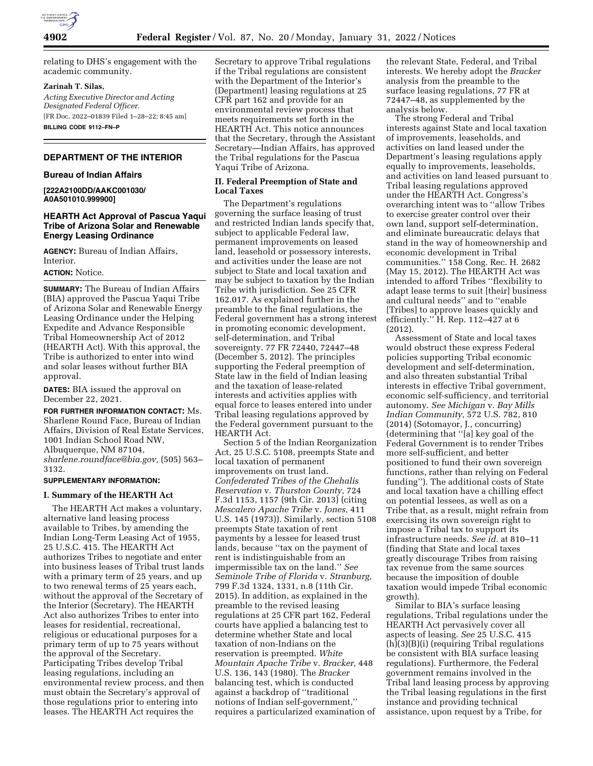relating to DHS's engagement with the academic community.

**Zarinah T. Silas,**

*Acting Executive Director and Acting Designated Federal Officer.*

[FR Doc. 2022–01839 Filed 1–28–22; 8:45 am]

**BILLING CODE 9112–FN–P**

## DEPARTMENT OF THE INTERIOR

### Bureau of Indian Affairs

**[222A2100DD/AAKC001030/A0A501010.999900]**

## HEARTH Act Approval of Pascua Yaqui Tribe of Arizona Solar and Renewable Energy Leasing Ordinance

**AGENCY:** Bureau of Indian Affairs, Interior.

**ACTION:** Notice.

**SUMMARY:** The Bureau of Indian Affairs (BIA) approved the Pascua Yaqui Tribe of Arizona Solar and Renewable Energy Leasing Ordinance under the Helping Expedite and Advance Responsible Tribal Homeownership Act of 2012 (HEARTH Act). With this approval, the Tribe is authorized to enter into wind and solar leases without further BIA approval.

**DATES:** BIA issued the approval on December 22, 2021.

**FOR FURTHER INFORMATION CONTACT:** Ms. Sharlene Round Face, Bureau of Indian Affairs, Division of Real Estate Services, 1001 Indian School Road NW, Albuquerque, NM 87104, *sharlene.roundface@bia.gov,* (505) 563–3132.

**SUPPLEMENTARY INFORMATION:**

### I. Summary of the HEARTH Act

The HEARTH Act makes a voluntary, alternative land leasing process available to Tribes, by amending the Indian Long-Term Leasing Act of 1955, 25 U.S.C. 415. The HEARTH Act authorizes Tribes to negotiate and enter into business leases of Tribal trust lands with a primary term of 25 years, and up to two renewal terms of 25 years each, without the approval of the Secretary of the Interior (Secretary). The HEARTH Act also authorizes Tribes to enter into leases for residential, recreational, religious or educational purposes for a primary term of up to 75 years without the approval of the Secretary. Participating Tribes develop Tribal leasing regulations, including an environmental review process, and then must obtain the Secretary's approval of those regulations prior to entering into leases. The HEARTH Act requires the Secretary to approve Tribal regulations if the Tribal regulations are consistent with the Department of the Interior's (Department) leasing regulations at 25 CFR part 162 and provide for an environmental review process that meets requirements set forth in the HEARTH Act. This notice announces that the Secretary, through the Assistant Secretary—Indian Affairs, has approved the Tribal regulations for the Pascua Yaqui Tribe of Arizona.

### II. Federal Preemption of State and Local Taxes

The Department's regulations governing the surface leasing of trust and restricted Indian lands specify that, subject to applicable Federal law, permanent improvements on leased land, leasehold or possessory interests, and activities under the lease are not subject to State and local taxation and may be subject to taxation by the Indian Tribe with jurisdiction. See 25 CFR 162.017. As explained further in the preamble to the final regulations, the Federal government has a strong interest in promoting economic development, self-determination, and Tribal sovereignty. 77 FR 72440, 72447–48 (December 5, 2012). The principles supporting the Federal preemption of State law in the field of Indian leasing and the taxation of lease-related interests and activities applies with equal force to leases entered into under Tribal leasing regulations approved by the Federal government pursuant to the HEARTH Act.

Section 5 of the Indian Reorganization Act, 25 U.S.C. 5108, preempts State and local taxation of permanent improvements on trust land. *Confederated Tribes of the Chehalis Reservation* v. *Thurston County,* 724 F.3d 1153, 1157 (9th Cir. 2013) (citing *Mescalero Apache Tribe* v. *Jones,* 411 U.S. 145 (1973)). Similarly, section 5108 preempts State taxation of rent payments by a lessee for leased trust lands, because ''tax on the payment of rent is indistinguishable from an impermissible tax on the land.'' *See Seminole Tribe of Florida* v. *Stranburg,* 799 F.3d 1324, 1331, n.8 (11th Cir. 2015). In addition, as explained in the preamble to the revised leasing regulations at 25 CFR part 162, Federal courts have applied a balancing test to determine whether State and local taxation of non-Indians on the reservation is preempted. *White Mountain Apache Tribe* v. *Bracker,* 448 U.S. 136, 143 (1980). The *Bracker* balancing test, which is conducted against a backdrop of ''traditional notions of Indian self-government,'' requires a particularized examination of the relevant State, Federal, and Tribal interests. We hereby adopt the *Bracker* analysis from the preamble to the surface leasing regulations, 77 FR at 72447–48, as supplemented by the analysis below.

The strong Federal and Tribal interests against State and local taxation of improvements, leaseholds, and activities on land leased under the Department's leasing regulations apply equally to improvements, leaseholds, and activities on land leased pursuant to Tribal leasing regulations approved under the HEARTH Act. Congress's overarching intent was to ''allow Tribes to exercise greater control over their own land, support self-determination, and eliminate bureaucratic delays that stand in the way of homeownership and economic development in Tribal communities.'' 158 Cong. Rec. H. 2682 (May 15, 2012). The HEARTH Act was intended to afford Tribes ''flexibility to adapt lease terms to suit [their] business and cultural needs'' and to ''enable [Tribes] to approve leases quickly and efficiently.'' H. Rep. 112–427 at 6 (2012).

Assessment of State and local taxes would obstruct these express Federal policies supporting Tribal economic development and self-determination, and also threaten substantial Tribal interests in effective Tribal government, economic self-sufficiency, and territorial autonomy. *See Michigan* v. *Bay Mills Indian Community,* 572 U.S. 782, 810 (2014) (Sotomayor, J., concurring) (determining that ''[a] key goal of the Federal Government is to render Tribes more self-sufficient, and better positioned to fund their own sovereign functions, rather than relying on Federal funding''). The additional costs of State and local taxation have a chilling effect on potential lessees, as well as on a Tribe that, as a result, might refrain from exercising its own sovereign right to impose a Tribal tax to support its infrastructure needs. *See id.* at 810–11 (finding that State and local taxes greatly discourage Tribes from raising tax revenue from the same sources because the imposition of double taxation would impede Tribal economic growth).

Similar to BIA's surface leasing regulations, Tribal regulations under the HEARTH Act pervasively cover all aspects of leasing. *See* 25 U.S.C. 415 (h)(3)(B)(i) (requiring Tribal regulations be consistent with BIA surface leasing regulations). Furthermore, the Federal government remains involved in the Tribal land leasing process by approving the Tribal leasing regulations in the first instance and providing technical assistance, upon request by a Tribe, for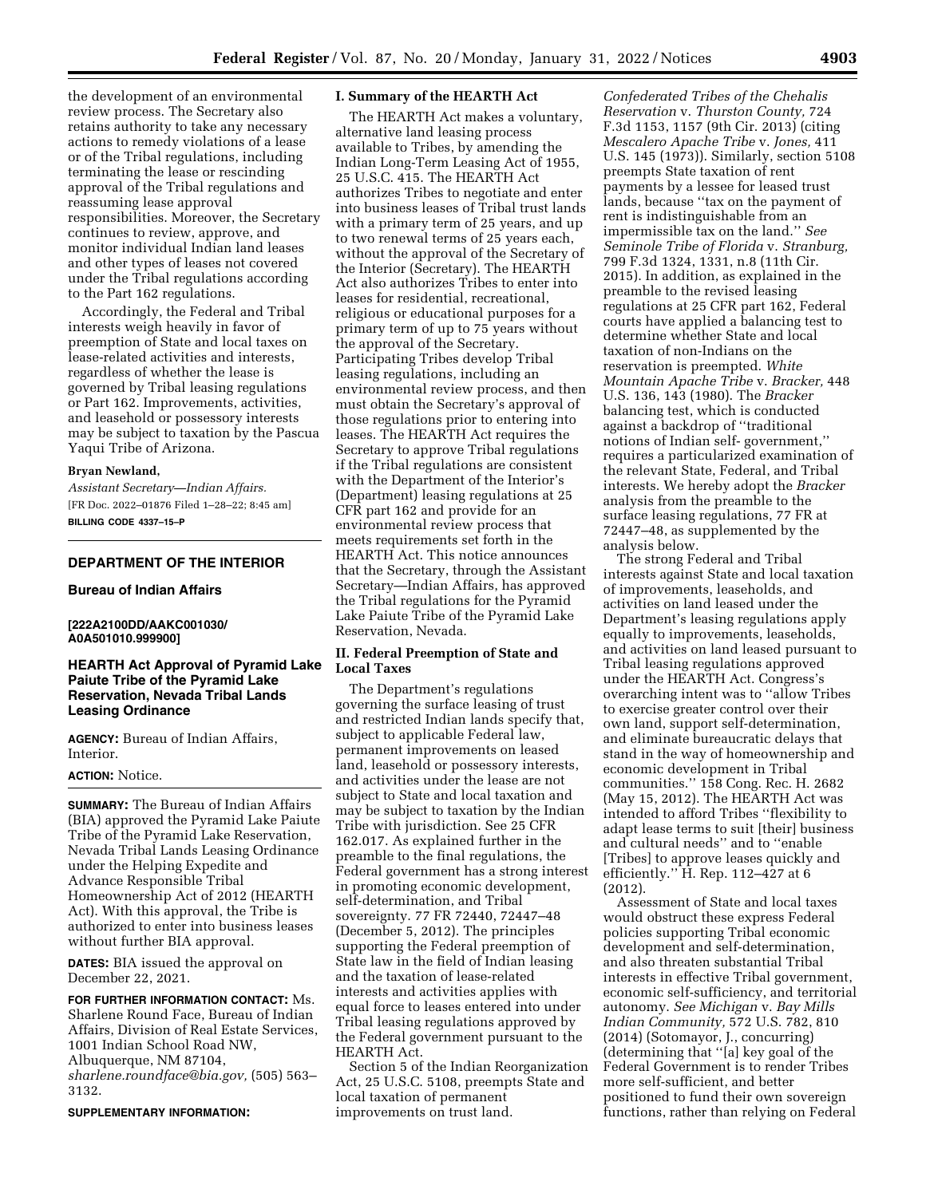the development of an environmental review process. The Secretary also retains authority to take any necessary actions to remedy violations of a lease or of the Tribal regulations, including terminating the lease or rescinding approval of the Tribal regulations and reassuming lease approval responsibilities. Moreover, the Secretary continues to review, approve, and monitor individual Indian land leases and other types of leases not covered under the Tribal regulations according to the Part 162 regulations.

Accordingly, the Federal and Tribal interests weigh heavily in favor of preemption of State and local taxes on lease-related activities and interests, regardless of whether the lease is governed by Tribal leasing regulations or Part 162. Improvements, activities, and leasehold or possessory interests may be subject to taxation by the Pascua Yaqui Tribe of Arizona.

**Bryan Newland,**

*Assistant Secretary—Indian Affairs.*

[FR Doc. 2022–01876 Filed 1–28–22; 8:45 am]

**BILLING CODE 4337–15–P**

---

## DEPARTMENT OF THE INTERIOR

### Bureau of Indian Affairs

**[222A2100DD/AAKC001030/ A0A501010.999900]**

### HEARTH Act Approval of Pyramid Lake Paiute Tribe of the Pyramid Lake Reservation, Nevada Tribal Lands Leasing Ordinance

**AGENCY:** Bureau of Indian Affairs, Interior.

**ACTION:** Notice.

**SUMMARY:** The Bureau of Indian Affairs (BIA) approved the Pyramid Lake Paiute Tribe of the Pyramid Lake Reservation, Nevada Tribal Lands Leasing Ordinance under the Helping Expedite and Advance Responsible Tribal Homeownership Act of 2012 (HEARTH Act). With this approval, the Tribe is authorized to enter into business leases without further BIA approval.

**DATES:** BIA issued the approval on December 22, 2021.

**FOR FURTHER INFORMATION CONTACT:** Ms. Sharlene Round Face, Bureau of Indian Affairs, Division of Real Estate Services, 1001 Indian School Road NW, Albuquerque, NM 87104, *sharlene.roundface@bia.gov,* (505) 563–3132.

**SUPPLEMENTARY INFORMATION:**

#### I. Summary of the HEARTH Act

The HEARTH Act makes a voluntary, alternative land leasing process available to Tribes, by amending the Indian Long-Term Leasing Act of 1955, 25 U.S.C. 415. The HEARTH Act authorizes Tribes to negotiate and enter into business leases of Tribal trust lands with a primary term of 25 years, and up to two renewal terms of 25 years each, without the approval of the Secretary of the Interior (Secretary). The HEARTH Act also authorizes Tribes to enter into leases for residential, recreational, religious or educational purposes for a primary term of up to 75 years without the approval of the Secretary. Participating Tribes develop Tribal leasing regulations, including an environmental review process, and then must obtain the Secretary's approval of those regulations prior to entering into leases. The HEARTH Act requires the Secretary to approve Tribal regulations if the Tribal regulations are consistent with the Department of the Interior's (Department) leasing regulations at 25 CFR part 162 and provide for an environmental review process that meets requirements set forth in the HEARTH Act. This notice announces that the Secretary, through the Assistant Secretary—Indian Affairs, has approved the Tribal regulations for the Pyramid Lake Paiute Tribe of the Pyramid Lake Reservation, Nevada.

#### II. Federal Preemption of State and Local Taxes

The Department's regulations governing the surface leasing of trust and restricted Indian lands specify that, subject to applicable Federal law, permanent improvements on leased land, leasehold or possessory interests, and activities under the lease are not subject to State and local taxation and may be subject to taxation by the Indian Tribe with jurisdiction. See 25 CFR 162.017. As explained further in the preamble to the final regulations, the Federal government has a strong interest in promoting economic development, self-determination, and Tribal sovereignty. 77 FR 72440, 72447–48 (December 5, 2012). The principles supporting the Federal preemption of State law in the field of Indian leasing and the taxation of lease-related interests and activities applies with equal force to leases entered into under Tribal leasing regulations approved by the Federal government pursuant to the HEARTH Act.

Section 5 of the Indian Reorganization Act, 25 U.S.C. 5108, preempts State and local taxation of permanent improvements on trust land. *Confederated Tribes of the Chehalis Reservation* v. *Thurston County,* 724 F.3d 1153, 1157 (9th Cir. 2013) (citing *Mescalero Apache Tribe* v. *Jones,* 411 U.S. 145 (1973)). Similarly, section 5108 preempts State taxation of rent payments by a lessee for leased trust lands, because "tax on the payment of rent is indistinguishable from an impermissible tax on the land." *See Seminole Tribe of Florida* v. *Stranburg,* 799 F.3d 1324, 1331, n.8 (11th Cir. 2015). In addition, as explained in the preamble to the revised leasing regulations at 25 CFR part 162, Federal courts have applied a balancing test to determine whether State and local taxation of non-Indians on the reservation is preempted. *White Mountain Apache Tribe* v. *Bracker,* 448 U.S. 136, 143 (1980). The *Bracker* balancing test, which is conducted against a backdrop of "traditional notions of Indian self- government," requires a particularized examination of the relevant State, Federal, and Tribal interests. We hereby adopt the *Bracker* analysis from the preamble to the surface leasing regulations, 77 FR at 72447–48, as supplemented by the analysis below.

The strong Federal and Tribal interests against State and local taxation of improvements, leaseholds, and activities on land leased under the Department's leasing regulations apply equally to improvements, leaseholds, and activities on land leased pursuant to Tribal leasing regulations approved under the HEARTH Act. Congress's overarching intent was to "allow Tribes to exercise greater control over their own land, support self-determination, and eliminate bureaucratic delays that stand in the way of homeownership and economic development in Tribal communities." 158 Cong. Rec. H. 2682 (May 15, 2012). The HEARTH Act was intended to afford Tribes "flexibility to adapt lease terms to suit [their] business and cultural needs" and to "enable [Tribes] to approve leases quickly and efficiently." H. Rep. 112–427 at 6 (2012).

Assessment of State and local taxes would obstruct these express Federal policies supporting Tribal economic development and self-determination, and also threaten substantial Tribal interests in effective Tribal government, economic self-sufficiency, and territorial autonomy. *See Michigan* v. *Bay Mills Indian Community,* 572 U.S. 782, 810 (2014) (Sotomayor, J., concurring) (determining that "[a] key goal of the Federal Government is to render Tribes more self-sufficient, and better positioned to fund their own sovereign functions, rather than relying on Federal